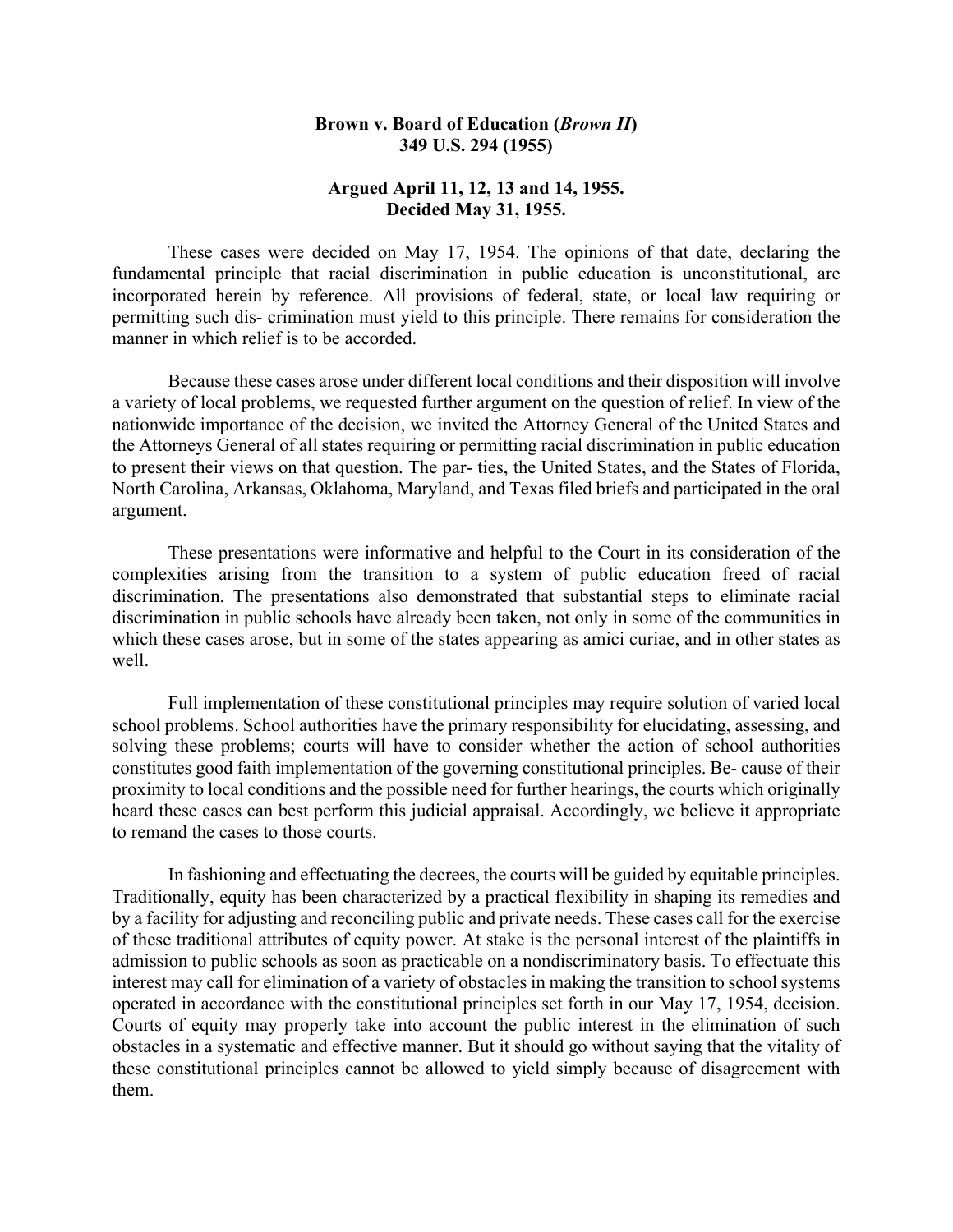# Brown v. Board of Education (*Brown II*)
## 349 U.S. 294 (1955)

### Argued April 11, 12, 13 and 14, 1955.
### Decided May 31, 1955.

These cases were decided on May 17, 1954. The opinions of that date, declaring the fundamental principle that racial discrimination in public education is unconstitutional, are incorporated herein by reference. All provisions of federal, state, or local law requiring or permitting such dis- crimination must yield to this principle. There remains for consideration the manner in which relief is to be accorded.

Because these cases arose under different local conditions and their disposition will involve a variety of local problems, we requested further argument on the question of relief. In view of the nationwide importance of the decision, we invited the Attorney General of the United States and the Attorneys General of all states requiring or permitting racial discrimination in public education to present their views on that question. The par- ties, the United States, and the States of Florida, North Carolina, Arkansas, Oklahoma, Maryland, and Texas filed briefs and participated in the oral argument.

These presentations were informative and helpful to the Court in its consideration of the complexities arising from the transition to a system of public education freed of racial discrimination. The presentations also demonstrated that substantial steps to eliminate racial discrimination in public schools have already been taken, not only in some of the communities in which these cases arose, but in some of the states appearing as amici curiae, and in other states as well.

Full implementation of these constitutional principles may require solution of varied local school problems. School authorities have the primary responsibility for elucidating, assessing, and solving these problems; courts will have to consider whether the action of school authorities constitutes good faith implementation of the governing constitutional principles. Be- cause of their proximity to local conditions and the possible need for further hearings, the courts which originally heard these cases can best perform this judicial appraisal. Accordingly, we believe it appropriate to remand the cases to those courts.

In fashioning and effectuating the decrees, the courts will be guided by equitable principles. Traditionally, equity has been characterized by a practical flexibility in shaping its remedies and by a facility for adjusting and reconciling public and private needs. These cases call for the exercise of these traditional attributes of equity power. At stake is the personal interest of the plaintiffs in admission to public schools as soon as practicable on a nondiscriminatory basis. To effectuate this interest may call for elimination of a variety of obstacles in making the transition to school systems operated in accordance with the constitutional principles set forth in our May 17, 1954, decision. Courts of equity may properly take into account the public interest in the elimination of such obstacles in a systematic and effective manner. But it should go without saying that the vitality of these constitutional principles cannot be allowed to yield simply because of disagreement with them.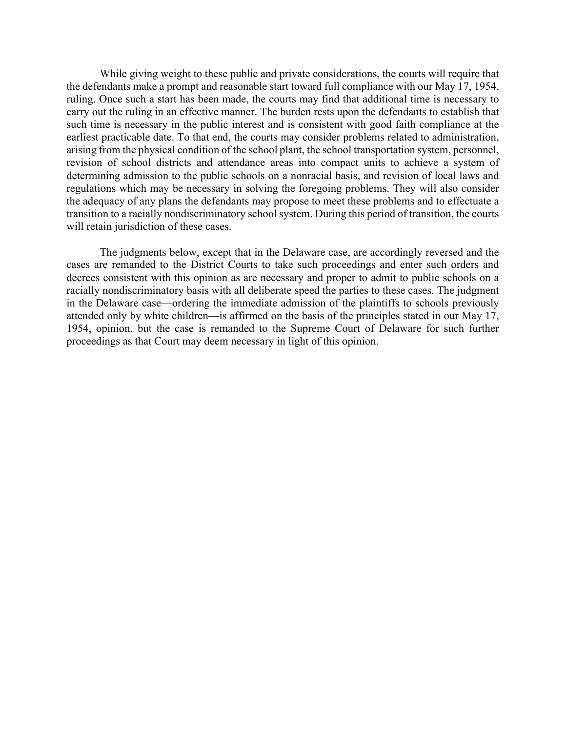While giving weight to these public and private considerations, the courts will require that the defendants make a prompt and reasonable start toward full compliance with our May 17, 1954, ruling. Once such a start has been made, the courts may find that additional time is necessary to carry out the ruling in an effective manner. The burden rests upon the defendants to establish that such time is necessary in the public interest and is consistent with good faith compliance at the earliest practicable date. To that end, the courts may consider problems related to administration, arising from the physical condition of the school plant, the school transportation system, personnel, revision of school districts and attendance areas into compact units to achieve a system of determining admission to the public schools on a nonracial basis, and revision of local laws and regulations which may be necessary in solving the foregoing problems. They will also consider the adequacy of any plans the defendants may propose to meet these problems and to effectuate a transition to a racially nondiscriminatory school system. During this period of transition, the courts will retain jurisdiction of these cases.

The judgments below, except that in the Delaware case, are accordingly reversed and the cases are remanded to the District Courts to take such proceedings and enter such orders and decrees consistent with this opinion as are necessary and proper to admit to public schools on a racially nondiscriminatory basis with all deliberate speed the parties to these cases. The judgment in the Delaware case—ordering the immediate admission of the plaintiffs to schools previously attended only by white children—is affirmed on the basis of the principles stated in our May 17, 1954, opinion, but the case is remanded to the Supreme Court of Delaware for such further proceedings as that Court may deem necessary in light of this opinion.